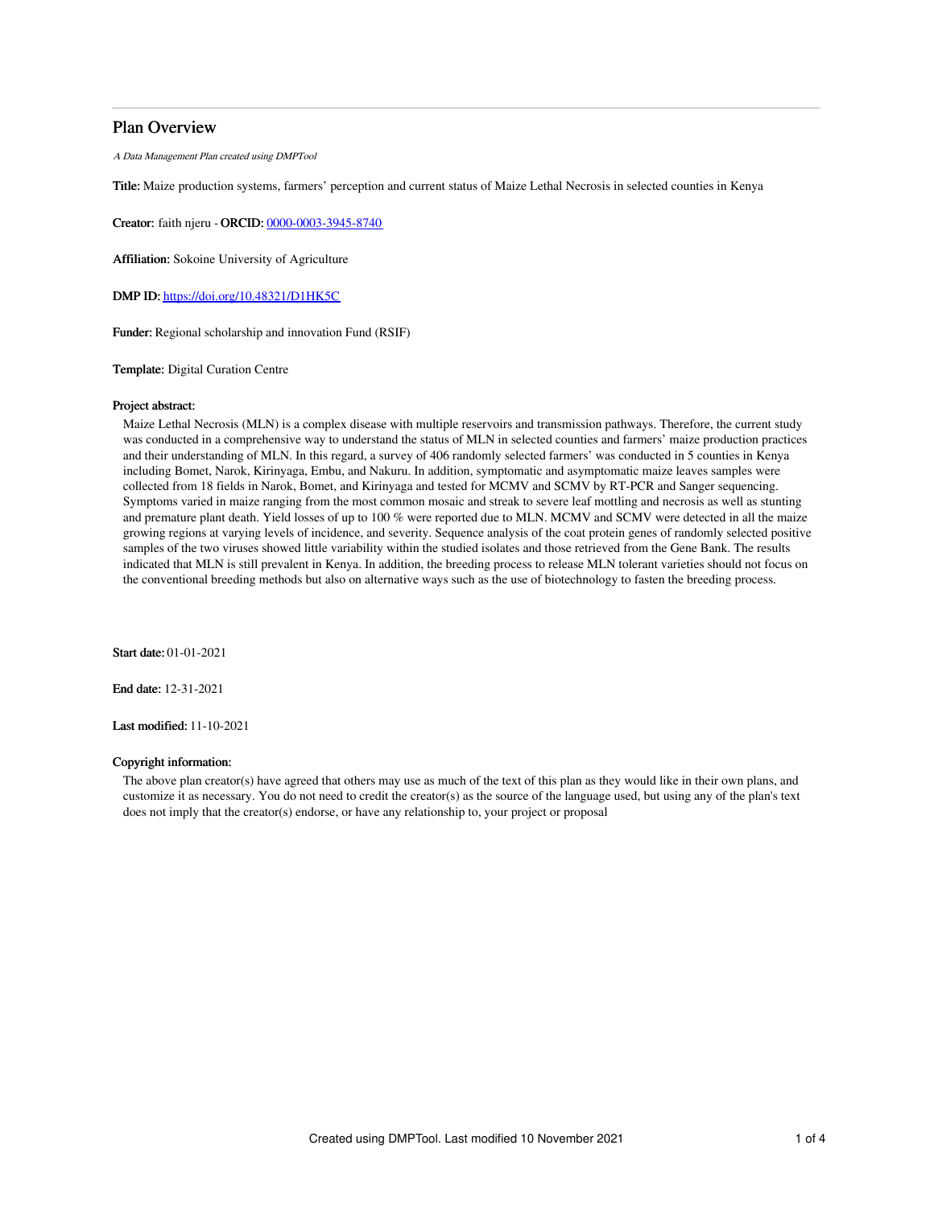# Plan Overview

*A Data Management Plan created using DMPTool*

**Title:** Maize production systems, farmers' perception and current status of Maize Lethal Necrosis in selected counties in Kenya

**Creator:** faith njeru - **ORCID:** 0000-0003-3945-8740

**Affiliation:** Sokoine University of Agriculture

**DMP ID:** https://doi.org/10.48321/D1HK5C

**Funder:** Regional scholarship and innovation Fund (RSIF)

**Template:** Digital Curation Centre

**Project abstract:**

Maize Lethal Necrosis (MLN) is a complex disease with multiple reservoirs and transmission pathways. Therefore, the current study was conducted in a comprehensive way to understand the status of MLN in selected counties and farmers' maize production practices and their understanding of MLN. In this regard, a survey of 406 randomly selected farmers' was conducted in 5 counties in Kenya including Bomet, Narok, Kirinyaga, Embu, and Nakuru. In addition, symptomatic and asymptomatic maize leaves samples were collected from 18 fields in Narok, Bomet, and Kirinyaga and tested for MCMV and SCMV by RT-PCR and Sanger sequencing. Symptoms varied in maize ranging from the most common mosaic and streak to severe leaf mottling and necrosis as well as stunting and premature plant death. Yield losses of up to 100 % were reported due to MLN. MCMV and SCMV were detected in all the maize growing regions at varying levels of incidence, and severity. Sequence analysis of the coat protein genes of randomly selected positive samples of the two viruses showed little variability within the studied isolates and those retrieved from the Gene Bank. The results indicated that MLN is still prevalent in Kenya. In addition, the breeding process to release MLN tolerant varieties should not focus on the conventional breeding methods but also on alternative ways such as the use of biotechnology to fasten the breeding process.

**Start date:** 01-01-2021

**End date:** 12-31-2021

**Last modified:** 11-10-2021

**Copyright information:**

The above plan creator(s) have agreed that others may use as much of the text of this plan as they would like in their own plans, and customize it as necessary. You do not need to credit the creator(s) as the source of the language used, but using any of the plan's text does not imply that the creator(s) endorse, or have any relationship to, your project or proposal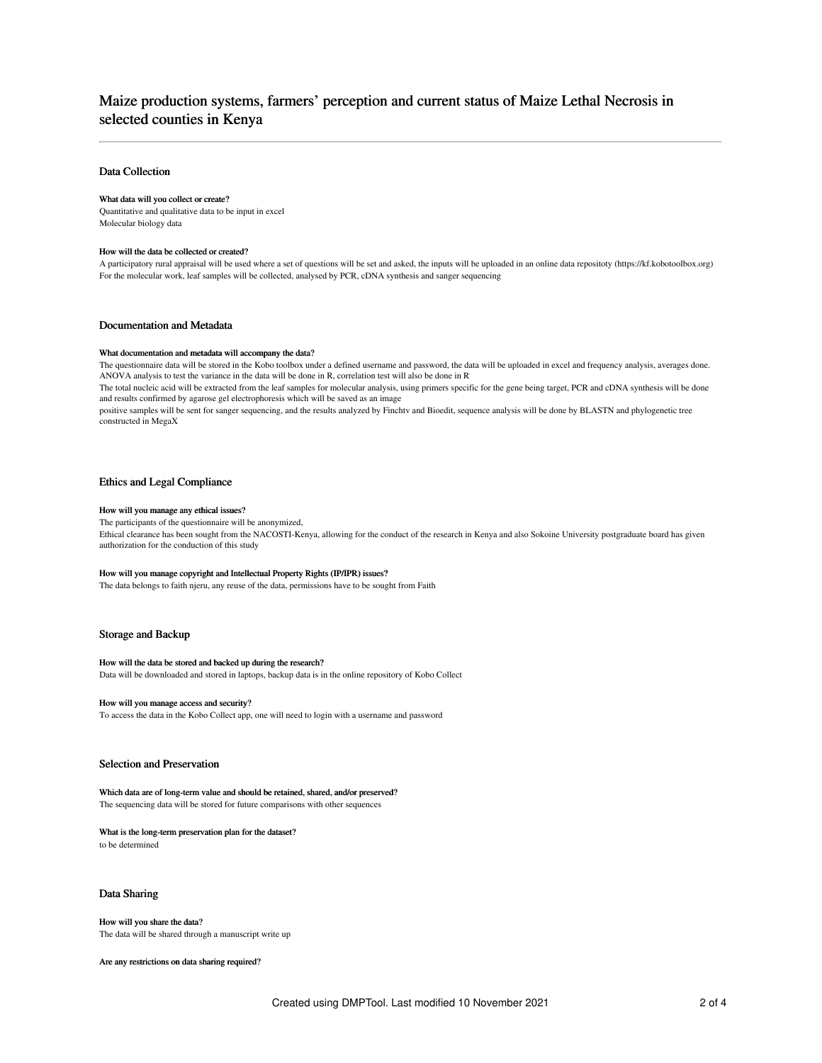# Maize production systems, farmers' perception and current status of Maize Lethal Necrosis in selected counties in Kenya

## Data Collection

### What data will you collect or create?

Quantitative and qualitative data to be input in excel
Molecular biology data

### How will the data be collected or created?

A participatory rural appraisal will be used where a set of questions will be set and asked, the inputs will be uploaded in an online data repositoty (https://kf.kobotoolbox.org)
For the molecular work, leaf samples will be collected, analysed by PCR, cDNA synthesis and sanger sequencing

## Documentation and Metadata

### What documentation and metadata will accompany the data?

The questionnaire data will be stored in the Kobo toolbox under a defined username and password, the data will be uploaded in excel and frequency analysis, averages done. ANOVA analysis to test the variance in the data will be done in R, correlation test will also be done in R
The total nucleic acid will be extracted from the leaf samples for molecular analysis, using primers specific for the gene being target, PCR and cDNA synthesis will be done and results confirmed by agarose gel electrophoresis which will be saved as an image
positive samples will be sent for sanger sequencing, and the results analyzed by Finchtv and Bioedit, sequence analysis will be done by BLASTN and phylogenetic tree constructed in MegaX

## Ethics and Legal Compliance

### How will you manage any ethical issues?

The participants of the questionnaire will be anonymized,
Ethical clearance has been sought from the NACOSTI-Kenya, allowing for the conduct of the research in Kenya and also Sokoine University postgraduate board has given authorization for the conduction of this study

### How will you manage copyright and Intellectual Property Rights (IP/IPR) issues?

The data belongs to faith njeru, any reuse of the data, permissions have to be sought from Faith

## Storage and Backup

### How will the data be stored and backed up during the research?

Data will be downloaded and stored in laptops, backup data is in the online repository of Kobo Collect

### How will you manage access and security?

To access the data in the Kobo Collect app, one will need to login with a username and password

## Selection and Preservation

### Which data are of long-term value and should be retained, shared, and/or preserved?

The sequencing data will be stored for future comparisons with other sequences

### What is the long-term preservation plan for the dataset?

to be determined

## Data Sharing

### How will you share the data?

The data will be shared through a manuscript write up

### Are any restrictions on data sharing required?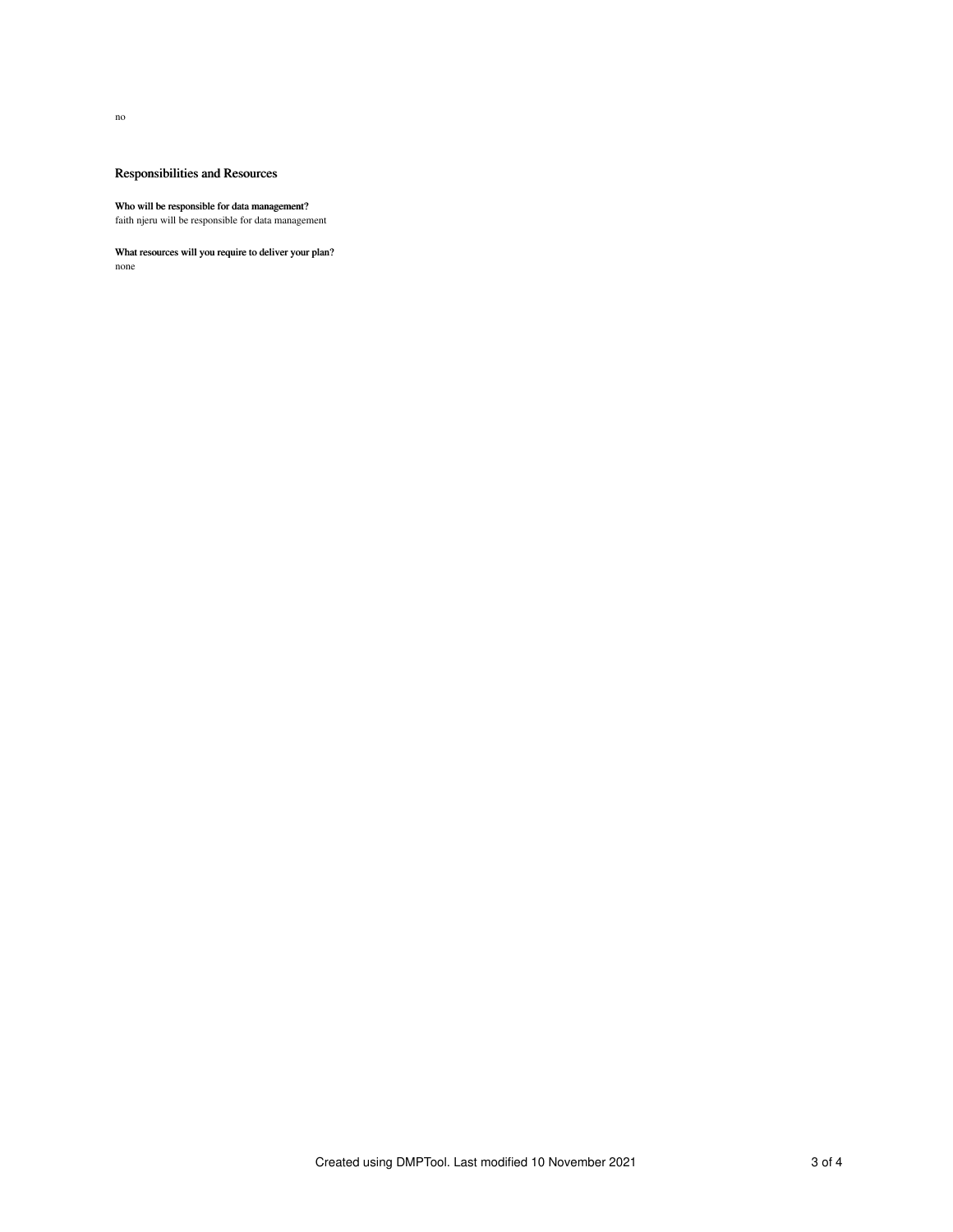no

## Responsibilities and Resources

**Who will be responsible for data management?**
faith njeru will be responsible for data management

**What resources will you require to deliver your plan?**
none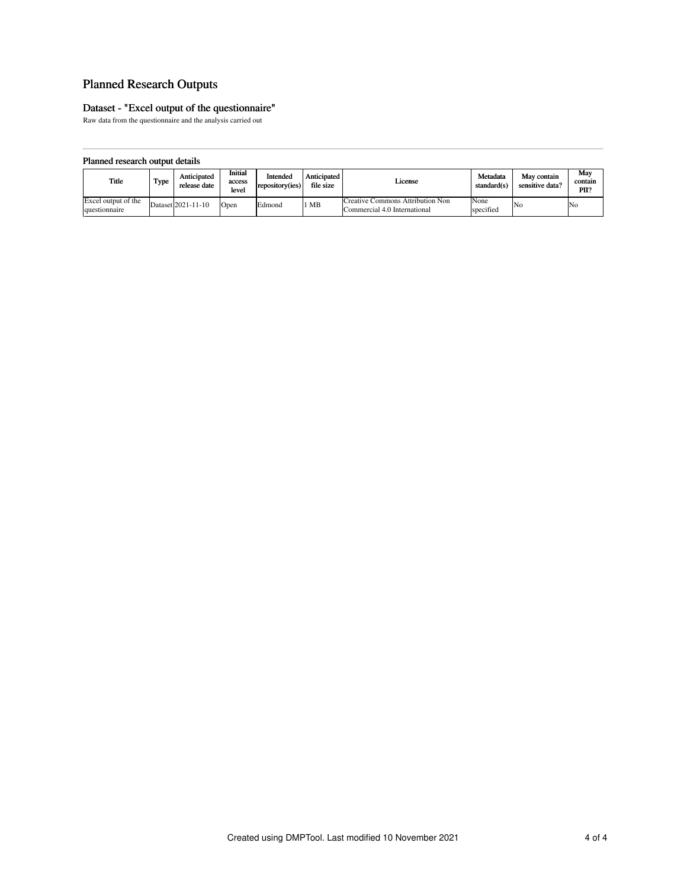## Planned Research Outputs

### Dataset - "Excel output of the questionnaire"

Raw data from the questionnaire and the analysis carried out

#### Planned research output details

| Title | Type | Anticipated release date | Initial access level | Intended repository(ies) | Anticipated file size | License | Metadata standard(s) | May contain sensitive data? | May contain PII? |
|---|---|---|---|---|---|---|---|---|---|
| Excel output of the questionnaire | Dataset | 2021-11-10 | Open | Edmond | 1 MB | Creative Commons Attribution Non Commercial 4.0 International | None specified | No | No |